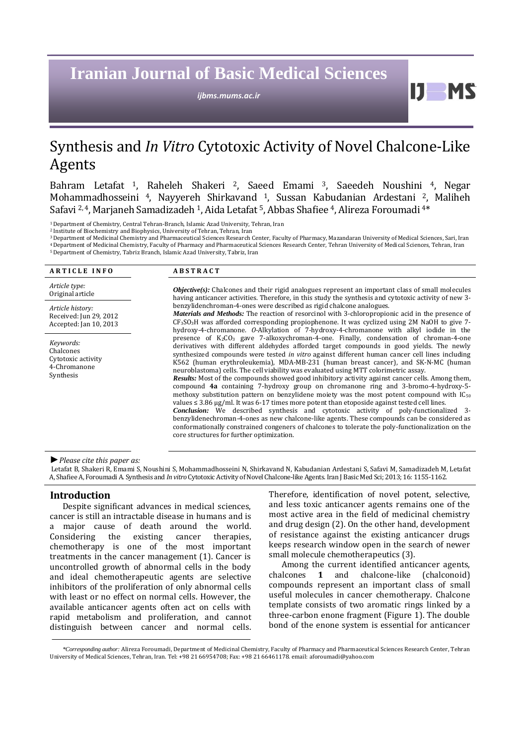# Synthesis and *In Vitro* Cytotoxic Activity of Novel Chalcone-Like Agents

Bahram Letafat [1], Raheleh Shakeri [2], Saeed Emami [3], Saeedeh Noushini [4], Negar Mohammadhosseini [4], Nayyereh Shirkavand [1], Sussan Kabudanian Ardestani [2], Maliheh Safavi [2,4], Marjaneh Samadizadeh [1], Aida Letafat [5], Abbas Shafiee [4], Alireza Foroumadi [4]*

[1] Department of Chemistry, Central Tehran-Branch, Islamic Azad University, Tehran, Iran
[2] Institute of Biochemistry and Biophysics, University of Tehran, Tehran, Iran
[3] Department of Medicinal Chemistry and Pharmaceutical Sciences Research Center, Faculty of Pharmacy, Mazandaran University of Medical Sciences, Sari, Iran
[4] Department of Medicinal Chemistry, Faculty of Pharmacy and Pharmaceutical Sciences Research Center, Tehran University of Medical Sciences, Tehran, Iran
[5] Department of Chemistry, Tabriz Branch, Islamic Azad University, Tabriz, Iran

**ARTICLE INFO**

*Article type:*
Original article

*Article history:*
Received: Jun 29, 2012
Accepted: Jan 10, 2013

*Keywords:*
Chalcones
Cytotoxic activity
4-Chromanone
Synthesis

**ABSTRACT**

***Objective(s):*** Chalcones and their rigid analogues represent an important class of small molecules having anticancer activities. Therefore, in this study the synthesis and cytotoxic activity of new 3-benzylidenchroman-4-ones were described as rigid chalcone analogues.

***Materials and Methods:*** The reaction of resorcinol with 3-chloropropionic acid in the presence of $CF_3SO_3H$ was afforded corresponding propiophenone. It was cyclized using 2M NaOH to give 7-hydroxy-4-chromanone. *O*-Alkylation of 7-hydroxy-4-chromanone with alkyl iodide in the presence of $K_2CO_3$ gave 7-alkoxychroman-4-one. Finally, condensation of chroman-4-one derivatives with different aldehydes afforded target compounds in good yields. The newly synthesized compounds were tested *in vitro* against different human cancer cell lines including K562 (human erythroleukemia), MDA-MB-231 (human breast cancer), and SK-N-MC (human neuroblastoma) cells. The cell viability was evaluated using MTT colorimetric assay.

***Results:*** Most of the compounds showed good inhibitory activity against cancer cells. Among them, compound **4a** containing 7-hydroxy group on chromanone ring and 3-bromo-4-hydroxy-5-methoxy substitution pattern on benzylidene moiety was the most potent compound with $IC_{50}$ values ≤ 3.86 µg/ml. It was 6-17 times more potent than etoposide against tested cell lines.

***Conclusion:*** We described synthesis and cytotoxic activity of poly-functionalized 3-benzylidenechroman-4-ones as new chalcone-like agents. These compounds can be considered as conformationally constrained congeners of chalcones to tolerate the poly-functionalization on the core structures for further optimization.

► *Please cite this paper as:*

Letafat B, Shakeri R, Emami S, Noushini S, Mohammadhosseini N, Shirkavand N, Kabudanian Ardestani S, Safavi M, Samadizadeh M, Letafat A, Shafiee A, Foroumadi A. Synthesis and *In vitro* Cytotoxic Activity of Novel Chalcone-like Agents. Iran J Basic Med Sci; 2013; 16: 1155-1162.

## Introduction

Despite significant advances in medical sciences, cancer is still an intractable disease in humans and is a major cause of death around the world. Considering the existing cancer therapies, chemotherapy is one of the most important treatments in the cancer management (1). Cancer is uncontrolled growth of abnormal cells in the body and ideal chemotherapeutic agents are selective inhibitors of the proliferation of only abnormal cells with least or no effect on normal cells. However, the available anticancer agents often act on cells with rapid metabolism and proliferation, and cannot distinguish between cancer and normal cells. Therefore, identification of novel potent, selective, and less toxic anticancer agents remains one of the most active area in the field of medicinal chemistry and drug design (2). On the other hand, development of resistance against the existing anticancer drugs keeps research window open in the search of newer small molecule chemotherapeutics (3).

Among the current identified anticancer agents, chalcones **1** and chalcone-like (chalconoid) compounds represent an important class of small useful molecules in cancer chemotherapy. Chalcone template consists of two aromatic rings linked by a three-carbon enone fragment (Figure 1). The double bond of the enone system is essential for anticancer

*\*Corresponding author:* Alireza Foroumadi, Department of Medicinal Chemistry, Faculty of Pharmacy and Pharmaceutical Sciences Research Center, Tehran University of Medical Sciences, Tehran, Iran. Tel: +98 21 66954708; Fax: +98 21 66461178. email: aforoumadi@yahoo.com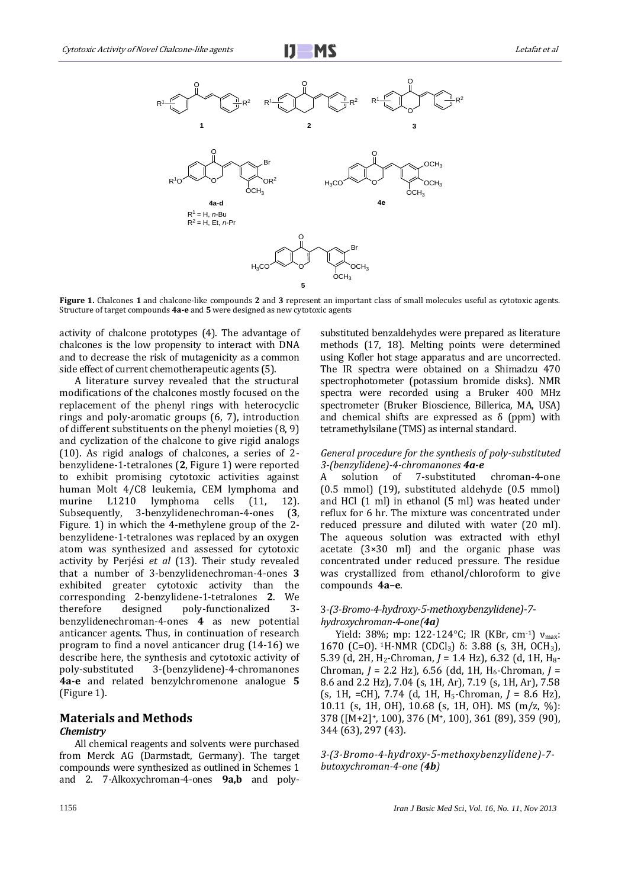**Figure 1.** Chalcones **1** and chalcone-like compounds **2** and **3** represent an important class of small molecules useful as cytotoxic agents. Structure of target compounds **4a-e** and **5** were designed as new cytotoxic agents

activity of chalcone prototypes (4). The advantage of chalcones is the low propensity to interact with DNA and to decrease the risk of mutagenicity as a common side effect of current chemotherapeutic agents (5).

A literature survey revealed that the structural modifications of the chalcones mostly focused on the replacement of the phenyl rings with heterocyclic rings and poly-aromatic groups (6, 7), introduction of different substituents on the phenyl moieties (8, 9) and cyclization of the chalcone to give rigid analogs (10). As rigid analogs of chalcones, a series of 2-benzylidene-1-tetralones (**2**, Figure 1) were reported to exhibit promising cytotoxic activities against human Molt 4/C8 leukemia, CEM lymphoma and murine L1210 lymphoma cells (11, 12). Subsequently, 3-benzylidenechroman-4-ones (**3**, Figure. 1) in which the 4-methylene group of the 2-benzylidene-1-tetralones was replaced by an oxygen atom was synthesized and assessed for cytotoxic activity by Perjési *et al* (13). Their study revealed that a number of 3-benzylidenechroman-4-ones **3** exhibited greater cytotoxic activity than the corresponding 2-benzylidene-1-tetralones **2**. We therefore designed poly-functionalized 3-benzylidenechroman-4-ones **4** as new potential anticancer agents. Thus, in continuation of research program to find a novel anticancer drug (14-16) we describe here, the synthesis and cytotoxic activity of poly-substituted 3-(benzylidene)-4-chromanones **4a-e** and related benzylchromenone analogue **5** (Figure 1).

## Materials and Methods

### *Chemistry*

All chemical reagents and solvents were purchased from Merck AG (Darmstadt, Germany). The target compounds were synthesized as outlined in Schemes 1 and 2. 7-Alkoxychroman-4-ones **9a,b** and poly-substituted benzaldehydes were prepared as literature methods (17, 18). Melting points were determined using Kofler hot stage apparatus and are uncorrected. The IR spectra were obtained on a Shimadzu 470 spectrophotometer (potassium bromide disks). NMR spectra were recorded using a Bruker 400 MHz spectrometer (Bruker Bioscience, Billerica, MA, USA) and chemical shifts are expressed as δ (ppm) with tetramethylsilane (TMS) as internal standard.

#### *General procedure for the synthesis of poly-substituted 3-(benzylidene)-4-chromanones **4a-e***

A solution of 7-substituted chroman-4-one (0.5 mmol) (19), substituted aldehyde (0.5 mmol) and HCl (1 ml) in ethanol (5 ml) was heated under reflux for 6 hr. The mixture was concentrated under reduced pressure and diluted with water (20 ml). The aqueous solution was extracted with ethyl acetate (3×30 ml) and the organic phase was concentrated under reduced pressure. The residue was crystallized from ethanol/chloroform to give compounds **4a–e**.

#### 3-*(3-Bromo-4-hydroxy-5-methoxybenzylidene)-7-hydroxychroman-4-one* (***4a***)

Yield: 38%; mp: 122-124°C; IR (KBr, $cm^{-1}$) $\nu_{max}$: 1670 (C=O). $^1$H-NMR ($CDCl_3$) δ: 3.88 (s, 3H, $OCH_3$), 5.39 (d, 2H, $H_2$-Chroman, *J* = 1.4 Hz), 6.32 (d, 1H, $H_8$-Chroman, *J* = 2.2 Hz), 6.56 (dd, 1H, $H_6$-Chroman, *J* = 8.6 and 2.2 Hz), 7.04 (s, 1H, Ar), 7.19 (s, 1H, Ar), 7.58 (s, 1H, =CH), 7.74 (d, 1H, $H_5$-Chroman, *J* = 8.6 Hz), 10.11 (s, 1H, OH), 10.68 (s, 1H, OH). MS (m/z, %): 378 ($[M+2]^+$, 100), 376 ($M^+$, 100), 361 (89), 359 (90), 344 (63), 297 (43).

#### *3-(3-Bromo-4-hydroxy-5-methoxybenzylidene)-7-butoxychroman-4-one (**4b**)*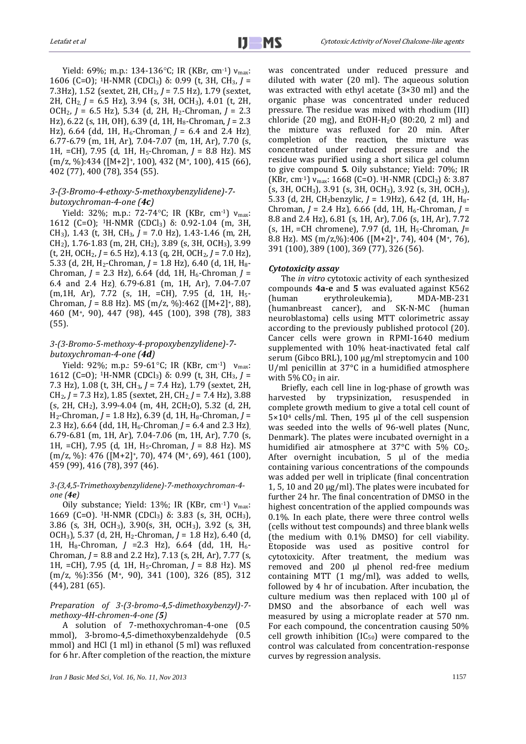Yield: 69%; m.p.: 134-136°C; IR (KBr, $cm^{-1}$) $\nu_{max}$: 1606 (C=O); $^1$H-NMR ($CDCl_3$) δ: 0.99 (t, 3H, $CH_3$, *J* = 7.3Hz), 1.52 (sextet, 2H, $CH_2$, *J* = 7.5 Hz), 1.79 (sextet, 2H, $CH_2$, *J* = 6.5 Hz), 3.94 (s, 3H, $OCH_3$), 4.01 (t, 2H, $OCH_2$, *J* = 6.5 Hz), 5.34 (d, 2H, $H_2$-Chroman, *J* = 2.3 Hz), 6.22 (s, 1H, OH), 6.39 (d, 1H, $H_8$-Chroman, *J* = 2.3 Hz), 6.64 (dd, 1H, $H_6$-Chroman, *J* = 6.4 and 2.4 Hz), 6.77-6.79 (m, 1H, Ar), 7.04-7.07 (m, 1H, Ar), 7.70 (s, 1H, =CH), 7.95 (d, 1H, $H_5$-Chroman, *J* = 8.8 Hz). MS (m/z, %):434 ($[M+2]^+$, 100), 432 ($M^+$, 100), 415 (66), 402 (77), 400 (78), 354 (55).

### *3-(3-Bromo-4-ethoxy-5-methoxybenzylidene)-7-butoxychroman-4-one (4c)*

Yield: 32%; m.p.: 72-74°C; IR (KBr, $cm^{-1}$) $\nu_{max}$: 1612 (C=O); $^1$H-NMR ($CDCl_3$) δ: 0.92-1.04 (m, 3H, $CH_3$), 1.43 (t, 3H, $CH_3$, *J* = 7.0 Hz), 1.43-1.46 (m, 2H, $CH_2$), 1.76-1.83 (m, 2H, $CH_2$), 3.89 (s, 3H, $OCH_3$), 3.99 (t, 2H, $OCH_2$, *J* = 6.5 Hz), 4.13 (q, 2H, $OCH_2$, *J* = 7.0 Hz), 5.33 (d, 2H, $H_2$-Chroman, *J* = 1.8 Hz), 6.40 (d, 1H, $H_8$-Chroman, *J* = 2.3 Hz), 6.64 (dd, 1H, $H_6$-Chroman, *J* = 6.4 and 2.4 Hz), 6.79-6.81 (m, 1H, Ar), 7.04-7.07 (m,1H, Ar), 7.72 (s, 1H, =CH), 7.95 (d, 1H, $H_5$-Chroman, *J* = 8.8 Hz). MS (m/z, %):462 ($[M+2]^+$, 88), 460 ($M^+$, 90), 447 (98), 445 (100), 398 (78), 383 (55).

### *3-(3-Bromo-5-methoxy-4-propoxybenzylidene)-7-butoxychroman-4-one (4d)*

Yield: 92%; m.p.: 59-61°C; IR (KBr, $cm^{-1}$) $\nu_{max}$: 1612 (C=O); $^1$H-NMR ($CDCl_3$) δ: 0.99 (t, 3H, $CH_3$, *J* = 7.3 Hz), 1.08 (t, 3H, $CH_3$, *J* = 7.4 Hz), 1.79 (sextet, 2H, $CH_2$, *J* = 7.3 Hz), 1.85 (sextet, 2H, $CH_2$, *J* = 7.4 Hz), 3.88 (s, 2H, $CH_2$), 3.99-4.04 (m, 4H, $OCH_2$), 5.32 (d, 2H, $H_2$-Chroman, *J* = 1.8 Hz), 6.39 (d, 1H, $H_8$-Chroman, *J* = 2.3 Hz), 6.64 (dd, 1H, $H_6$-Chroman, *J* = 6.4 and 2.3 Hz), 6.79-6.81 (m, 1H, Ar), 7.04-7.06 (m, 1H, Ar), 7.70 (s, 1H, =CH), 7.95 (d, 1H, $H_5$-Chroman, *J* = 8.8 Hz). MS (m/z, %): 476 ($[M+2]^+$, 70), 474 ($M^+$, 69), 461 (100), 459 (99), 416 (78), 397 (46).

### *3-(3,4,5-Trimethoxybenzylidene)-7-methoxychroman-4-one (4e)*

Oily substance; Yield: 13%; IR (KBr, $cm^{-1}$) $\nu_{max}$: 1669 (C=O). $^1$H-NMR ($CDCl_3$) δ: 3.83 (s, 3H, $OCH_3$), 3.86 (s, 3H, $OCH_3$), 3.90(s, 3H, $OCH_3$), 3.92 (s, 3H, $OCH_3$), 5.37 (d, 2H, $H_2$-Chroman, *J* = 1.8 Hz), 6.40 (d, 1H, $H_8$-Chroman, *J* =2.3 Hz), 6.64 (dd, 1H, $H_6$-Chroman, *J* = 8.8 and 2.2 Hz), 7.13 (s, 2H, Ar), 7.77 (s, 1H, =CH), 7.95 (d, 1H, $H_5$-Chroman, *J* = 8.8 Hz). MS (m/z, %):356 ($M^+$, 90), 341 (100), 326 (85), 312 (44), 281 (65).

### *Preparation of 3-(3-bromo-4,5-dimethoxybenzyl)-7-methoxy-4H-chromen-4-one (5)*

A solution of 7-methoxychroman-4-one (0.5 mmol), 3-bromo-4,5-dimethoxybenzaldehyde (0.5 mmol) and HCl (1 ml) in ethanol (5 ml) was refluxed for 6 hr. After completion of the reaction, the mixture was concentrated under reduced pressure and diluted with water (20 ml). The aqueous solution was extracted with ethyl acetate (3×30 ml) and the organic phase was concentrated under reduced pressure. The residue was mixed with rhodium (III) chloride (20 mg), and EtOH-$H_2O$ (80:20, 2 ml) and the mixture was refluxed for 20 min. After completion of the reaction, the mixture was concentrated under reduced pressure and the residue was purified using a short silica gel column to give compound **5**. Oily substance; Yield: 70%; IR (KBr, $cm^{-1}$) $\nu_{max}$: 1668 (C=O). $^1$H-NMR ($CDCl_3$) δ: 3.87 (s, 3H, $OCH_3$), 3.91 (s, 3H, $OCH_3$), 3.92 (s, 3H, $OCH_3$), 5.33 (d, 2H, $CH_2$benzylic, *J* = 1.9Hz), 6.42 (d, 1H, $H_8$-Chroman, *J* = 2.4 Hz), 6.66 (dd, 1H, $H_6$-Chroman, *J* = 8.8 and 2.4 Hz), 6.81 (s, 1H, Ar), 7.06 (s, 1H, Ar), 7.72 (s, 1H, =CH chromene), 7.97 (d, 1H, $H_5$-Chroman, *J*= 8.8 Hz). MS (m/z,%):406 ($[M+2]^+$, 74), 404 ($M^+$, 76), 391 (100), 389 (100), 369 (77), 326 (56).

### *Cytotoxicity assay*

The *in vitro* cytotoxic activity of each synthesized compounds **4a-e** and **5** was evaluated against K562 (human erythroleukemia), MDA-MB-231 (humanbreast cancer), and SK-N-MC (human neuroblastoma) cells using MTT colorimetric assay according to the previously published protocol (20). Cancer cells were grown in RPMI-1640 medium supplemented with 10% heat-inactivated fetal calf serum (Gibco BRL), 100 µg/ml streptomycin and 100 U/ml penicillin at 37°C in a humidified atmosphere with 5% $CO_2$ in air.

Briefly, each cell line in log-phase of growth was harvested by trypsinization, resuspended in complete growth medium to give a total cell count of $5\times10^4$ cells/ml. Then, 195 µl of the cell suspension was seeded into the wells of 96-well plates (Nunc, Denmark). The plates were incubated overnight in a humidified air atmosphere at 37°C with 5% $CO_2$. After overnight incubation, 5 µl of the media containing various concentrations of the compounds was added per well in triplicate (final concentration 1, 5, 10 and 20 µg/ml). The plates were incubated for further 24 hr. The final concentration of DMSO in the highest concentration of the applied compounds was 0.1%. In each plate, there were three control wells (cells without test compounds) and three blank wells (the medium with 0.1% DMSO) for cell viability. Etoposide was used as positive control for cytotoxicity. After treatment, the medium was removed and 200 µl phenol red-free medium containing MTT (1 mg/ml), was added to wells, followed by 4 hr of incubation. After incubation, the culture medium was then replaced with 100 µl of DMSO and the absorbance of each well was measured by using a microplate reader at 570 nm. For each compound, the concentration causing 50% cell growth inhibition ($IC_{50}$) were compared to the control was calculated from concentration-response curves by regression analysis.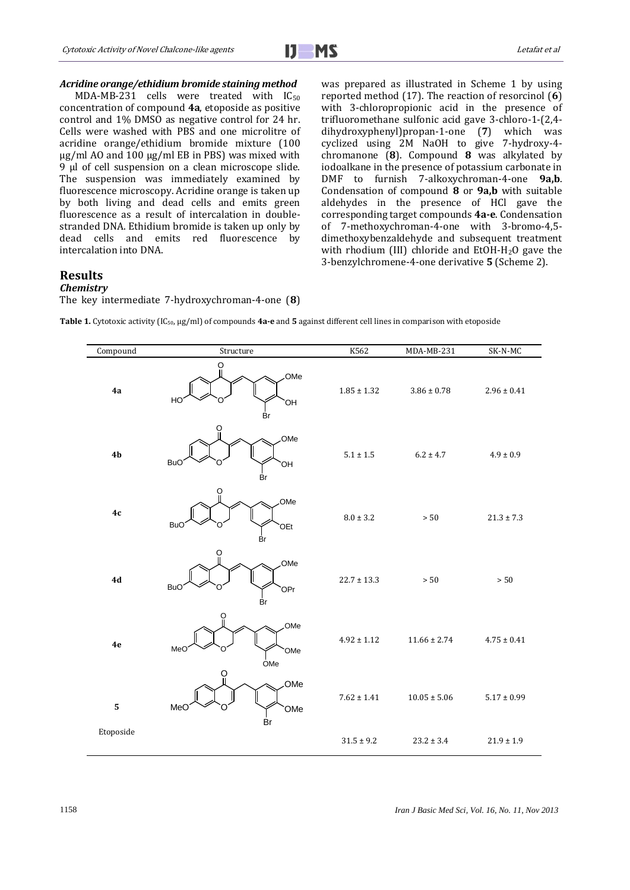### *Acridine orange/ethidium bromide staining method*

MDA-MB-231 cells were treated with $IC_{50}$ concentration of compound **4a**, etoposide as positive control and 1% DMSO as negative control for 24 hr. Cells were washed with PBS and one microlitre of acridine orange/ethidium bromide mixture (100 µg/ml AO and 100 µg/ml EB in PBS) was mixed with 9 µl of cell suspension on a clean microscope slide. The suspension was immediately examined by fluorescence microscopy. Acridine orange is taken up by both living and dead cells and emits green fluorescence as a result of intercalation in double-stranded DNA. Ethidium bromide is taken up only by dead cells and emits red fluorescence by intercalation into DNA.

## Results

### *Chemistry*

The key intermediate 7-hydroxychroman-4-one (**8**) was prepared as illustrated in Scheme 1 by using reported method (17). The reaction of resorcinol (**6**) with 3-chloropropionic acid in the presence of trifluoromethane sulfonic acid gave 3-chloro-1-(2,4-dihydroxyphenyl)propan-1-one (**7**) which was cyclized using 2M NaOH to give 7-hydroxy-4-chromanone (**8**). Compound **8** was alkylated by iodoalkane in the presence of potassium carbonate in DMF to furnish 7-alkoxychroman-4-one **9a,b**. Condensation of compound **8** or **9a,b** with suitable aldehydes in the presence of HCl gave the corresponding target compounds **4a-e**. Condensation of 7-methoxychroman-4-one with 3-bromo-4,5-dimethoxybenzaldehyde and subsequent treatment with rhodium (III) chloride and EtOH-$H_2O$ gave the 3-benzylchromene-4-one derivative **5** (Scheme 2).

**Table 1.** Cytotoxic activity ($IC_{50}$, µg/ml) of compounds **4a-e** and **5** against different cell lines in comparison with etoposide

| Compound | Structure | K562 | MDA-MB-231 | SK-N-MC |
|---|---|---|---|---|
| **4a** | 7-HO chroman-4-one, 3-benzylidene (3-OMe, 4-OH, 5-Br) | 1.85 ± 1.32 | 3.86 ± 0.78 | 2.96 ± 0.41 |
| **4b** | 7-BuO chroman-4-one, 3-benzylidene (3-OMe, 4-OH, 5-Br) | 5.1 ± 1.5 | 6.2 ± 4.7 | 4.9 ± 0.9 |
| **4c** | 7-BuO chroman-4-one, 3-benzylidene (3-OMe, 4-OEt, 5-Br) | 8.0 ± 3.2 | > 50 | 21.3 ± 7.3 |
| **4d** | 7-BuO chroman-4-one, 3-benzylidene (3-OMe, 4-OPr, 5-Br) | 22.7 ± 13.3 | > 50 | > 50 |
| **4e** | 7-MeO chroman-4-one, 3-benzylidene (3-OMe, 4-OMe, 5-OMe) | 4.92 ± 1.12 | 11.66 ± 2.74 | 4.75 ± 0.41 |
| **5** | 7-MeO chromen-4-one, 3-benzyl (3-OMe, 4-OMe, 5-Br) | 7.62 ± 1.41 | 10.05 ± 5.06 | 5.17 ± 0.99 |
| Etoposide | | 31.5 ± 9.2 | 23.2 ± 3.4 | 21.9 ± 1.9 |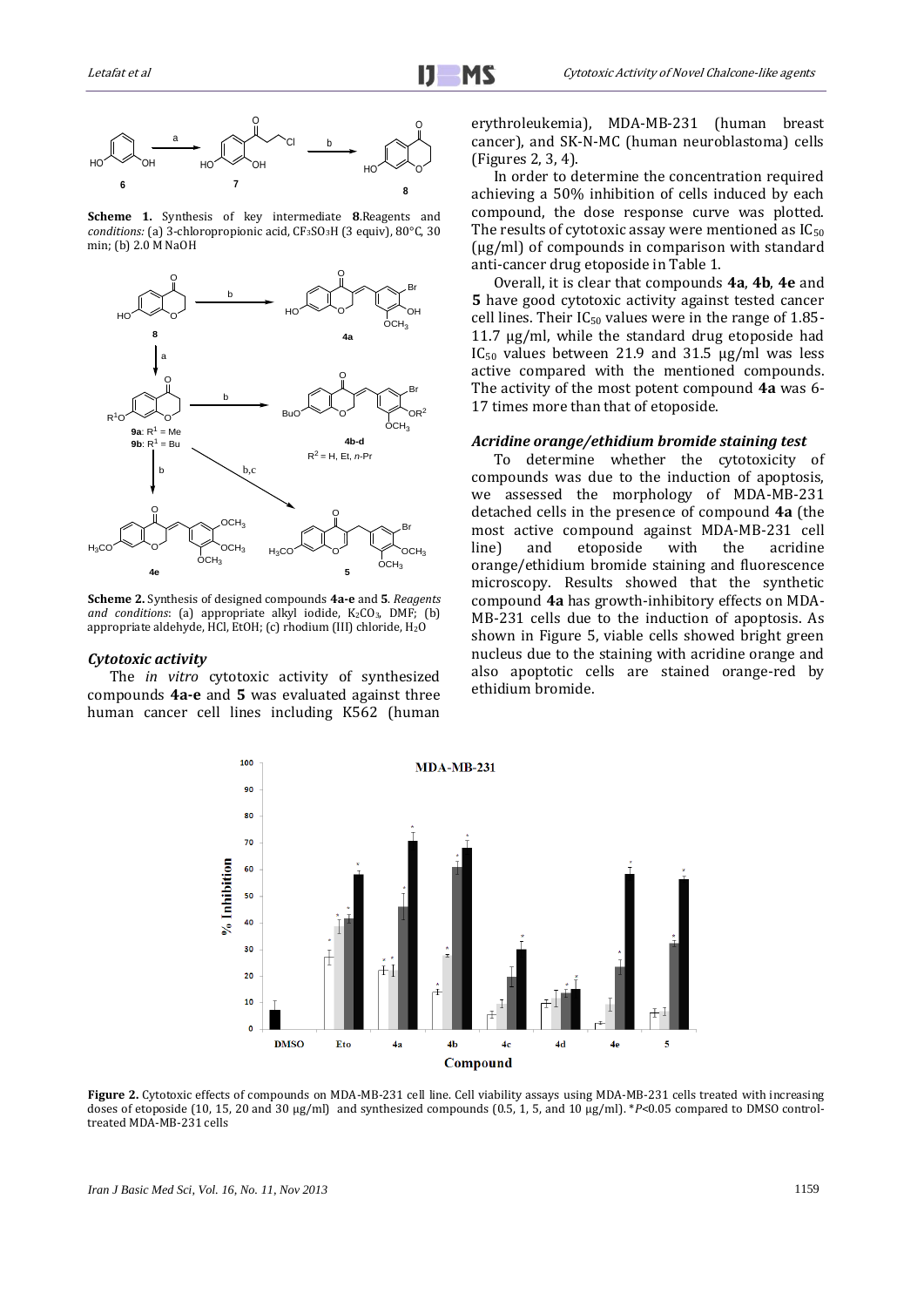**Scheme 1.** Synthesis of key intermediate **8**.Reagents and *conditions:* (a) 3-chloropropionic acid, $CF_3SO_3H$ (3 equiv), 80°C, 30 min; (b) 2.0 M NaOH

**Scheme 2.** Synthesis of designed compounds **4a-e** and **5**. *Reagents and conditions*: (a) appropriate alkyl iodide, $K_2CO_3$, DMF; (b) appropriate aldehyde, HCl, EtOH; (c) rhodium (III) chloride, $H_2O$

### *Cytotoxic activity*

The *in vitro* cytotoxic activity of synthesized compounds **4a-e** and **5** was evaluated against three human cancer cell lines including K562 (human erythroleukemia), MDA-MB-231 (human breast cancer), and SK-N-MC (human neuroblastoma) cells (Figures 2, 3, 4).

In order to determine the concentration required achieving a 50% inhibition of cells induced by each compound, the dose response curve was plotted. The results of cytotoxic assay were mentioned as $IC_{50}$ (µg/ml) of compounds in comparison with standard anti-cancer drug etoposide in Table 1.

Overall, it is clear that compounds **4a**, **4b**, **4e** and **5** have good cytotoxic activity against tested cancer cell lines. Their $IC_{50}$ values were in the range of 1.85-11.7 µg/ml, while the standard drug etoposide had $IC_{50}$ values between 21.9 and 31.5 µg/ml was less active compared with the mentioned compounds. The activity of the most potent compound **4a** was 6-17 times more than that of etoposide.

### *Acridine orange/ethidium bromide staining test*

To determine whether the cytotoxicity of compounds was due to the induction of apoptosis, we assessed the morphology of MDA-MB-231 detached cells in the presence of compound **4a** (the most active compound against MDA-MB-231 cell line) and etoposide with the acridine orange/ethidium bromide staining and fluorescence microscopy. Results showed that the synthetic compound **4a** has growth-inhibitory effects on MDA-MB-231 cells due to the induction of apoptosis. As shown in Figure 5, viable cells showed bright green nucleus due to the staining with acridine orange and also apoptotic cells are stained orange-red by ethidium bromide.

**Figure 2.** Cytotoxic effects of compounds on MDA-MB-231 cell line. Cell viability assays using MDA-MB-231 cells treated with increasing doses of etoposide (10, 15, 20 and 30 µg/ml) and synthesized compounds (0.5, 1, 5, and 10 µg/ml). *$P$<0.05 compared to DMSO control-treated MDA-MB-231 cells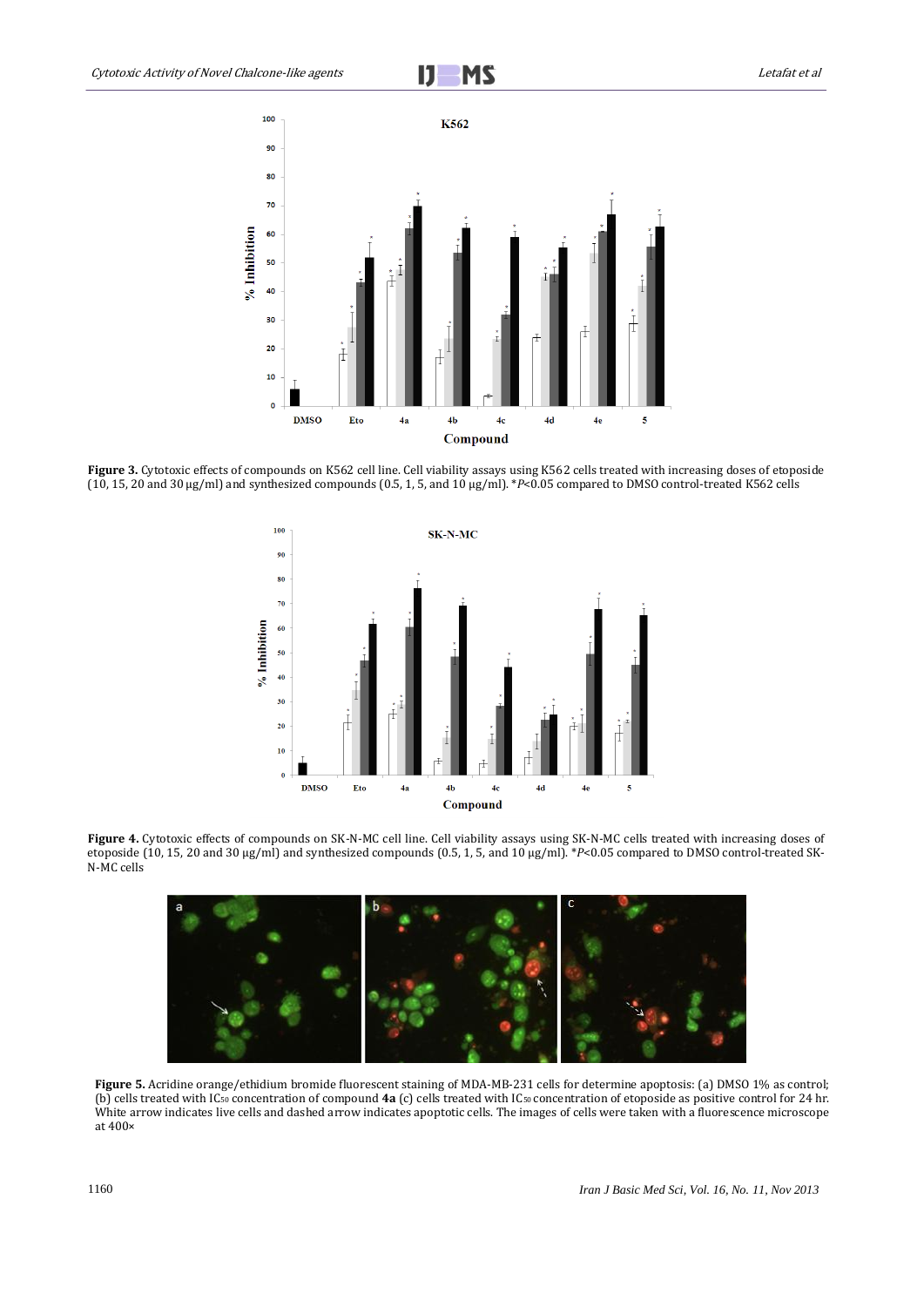**Figure 3.** Cytotoxic effects of compounds on K562 cell line. Cell viability assays using K562 cells treated with increasing doses of etoposide (10, 15, 20 and 30 µg/ml) and synthesized compounds (0.5, 1, 5, and 10 µg/ml). *$P$<0.05 compared to DMSO control-treated K562 cells

**Figure 4.** Cytotoxic effects of compounds on SK-N-MC cell line. Cell viability assays using SK-N-MC cells treated with increasing doses of etoposide (10, 15, 20 and 30 µg/ml) and synthesized compounds (0.5, 1, 5, and 10 µg/ml). *$P$<0.05 compared to DMSO control-treated SK-N-MC cells

**Figure 5.** Acridine orange/ethidium bromide fluorescent staining of MDA-MB-231 cells for determine apoptosis: (a) DMSO 1% as control; (b) cells treated with $IC_{50}$ concentration of compound **4a** (c) cells treated with $IC_{50}$ concentration of etoposide as positive control for 24 hr. White arrow indicates live cells and dashed arrow indicates apoptotic cells. The images of cells were taken with a fluorescence microscope at 400×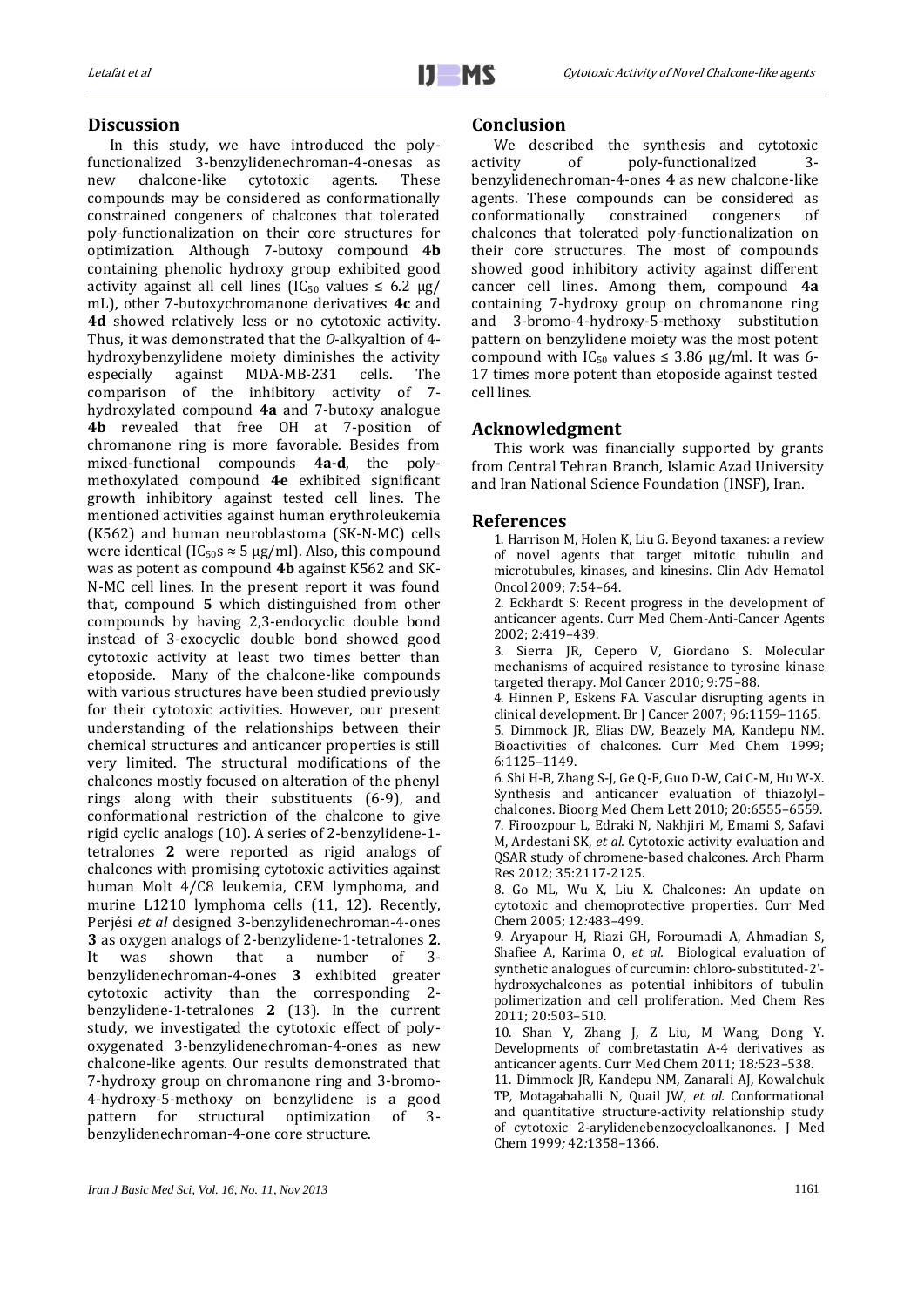## Discussion

In this study, we have introduced the poly-functionalized 3-benzylidenechroman-4-onesas as new chalcone-like cytotoxic agents. These compounds may be considered as conformationally constrained congeners of chalcones that tolerated poly-functionalization on their core structures for optimization. Although 7-butoxy compound **4b** containing phenolic hydroxy group exhibited good activity against all cell lines ($IC_{50}$ values ≤ 6.2 µg/mL), other 7-butoxychromanone derivatives **4c** and **4d** showed relatively less or no cytotoxic activity. Thus, it was demonstrated that the *O*-alkyaltion of 4-hydroxybenzylidene moiety diminishes the activity especially against MDA-MB-231 cells. The comparison of the inhibitory activity of 7-hydroxylated compound **4a** and 7-butoxy analogue **4b** revealed that free OH at 7-position of chromanone ring is more favorable. Besides from mixed-functional compounds **4a-d**, the poly-methoxylated compound **4e** exhibited significant growth inhibitory against tested cell lines. The mentioned activities against human erythroleukemia (K562) and human neuroblastoma (SK-N-MC) cells were identical ($IC_{50}$s ≈ 5 µg/ml). Also, this compound was as potent as compound **4b** against K562 and SK-N-MC cell lines. In the present report it was found that, compound **5** which distinguished from other compounds by having 2,3-endocyclic double bond instead of 3-exocyclic double bond showed good cytotoxic activity at least two times better than etoposide. Many of the chalcone-like compounds with various structures have been studied previously for their cytotoxic activities. However, our present understanding of the relationships between their chemical structures and anticancer properties is still very limited. The structural modifications of the chalcones mostly focused on alteration of the phenyl rings along with their substituents (6-9), and conformational restriction of the chalcone to give rigid cyclic analogs (10). A series of 2-benzylidene-1-tetralones **2** were reported as rigid analogs of chalcones with promising cytotoxic activities against human Molt 4/C8 leukemia, CEM lymphoma, and murine L1210 lymphoma cells (11, 12). Recently, Perjési *et al* designed 3-benzylidenechroman-4-ones **3** as oxygen analogs of 2-benzylidene-1-tetralones **2**. It was shown that a number of 3-benzylidenechroman-4-ones **3** exhibited greater cytotoxic activity than the corresponding 2-benzylidene-1-tetralones **2** (13). In the current study, we investigated the cytotoxic effect of poly-oxygenated 3-benzylidenechroman-4-ones as new chalcone-like agents. Our results demonstrated that 7-hydroxy group on chromanone ring and 3-bromo-4-hydroxy-5-methoxy on benzylidene is a good pattern for structural optimization of 3-benzylidenechroman-4-one core structure.

## Conclusion

We described the synthesis and cytotoxic activity of poly-functionalized 3-benzylidenechroman-4-ones **4** as new chalcone-like agents. These compounds can be considered as conformationally constrained congeners of chalcones that tolerated poly-functionalization on their core structures. The most of compounds showed good inhibitory activity against different cancer cell lines. Among them, compound **4a** containing 7-hydroxy group on chromanone ring and 3-bromo-4-hydroxy-5-methoxy substitution pattern on benzylidene moiety was the most potent compound with $IC_{50}$ values ≤ 3.86 µg/ml. It was 6-17 times more potent than etoposide against tested cell lines.

## Acknowledgment

This work was financially supported by grants from Central Tehran Branch, Islamic Azad University and Iran National Science Foundation (INSF), Iran.

## References

1. Harrison M, Holen K, Liu G. Beyond taxanes: a review of novel agents that target mitotic tubulin and microtubules, kinases, and kinesins. Clin Adv Hematol Oncol 2009; 7:54–64.
2. Eckhardt S: Recent progress in the development of anticancer agents. Curr Med Chem-Anti-Cancer Agents 2002; 2:419–439.
3. Sierra JR, Cepero V, Giordano S. Molecular mechanisms of acquired resistance to tyrosine kinase targeted therapy. Mol Cancer 2010; 9:75–88.
4. Hinnen P, Eskens FA. Vascular disrupting agents in clinical development. Br J Cancer 2007; 96:1159–1165.
5. Dimmock JR, Elias DW, Beazely MA, Kandepu NM. Bioactivities of chalcones. Curr Med Chem 1999; 6:1125–1149.
6. Shi H-B, Zhang S-J, Ge Q-F, Guo D-W, Cai C-M, Hu W-X. Synthesis and anticancer evaluation of thiazolyl–chalcones. Bioorg Med Chem Lett 2010; 20:6555–6559.
7. Firoozpour L, Edraki N, Nakhjiri M, Emami S, Safavi M, Ardestani SK, *et al.* Cytotoxic activity evaluation and QSAR study of chromene-based chalcones. Arch Pharm Res 2012; 35:2117-2125.
8. Go ML, Wu X, Liu X. Chalcones: An update on cytotoxic and chemoprotective properties. Curr Med Chem 2005; 12:483–499.
9. Aryapour H, Riazi GH, Foroumadi A, Ahmadian S, Shafiee A, Karima O, *et al.* Biological evaluation of synthetic analogues of curcumin: chloro-substituted-2'-hydroxychalcones as potential inhibitors of tubulin polimerization and cell proliferation. Med Chem Res 2011; 20:503–510.
10. Shan Y, Zhang J, Z Liu, M Wang, Dong Y. Developments of combretastatin A-4 derivatives as anticancer agents. Curr Med Chem 2011; 18:523–538.
11. Dimmock JR, Kandepu NM, Zanarali AJ, Kowalchuk TP, Motagabahalli N, Quail JW, *et al.* Conformational and quantitative structure-activity relationship study of cytotoxic 2-arylidenebenzocycloalkanones. J Med Chem 1999; 42:1358–1366.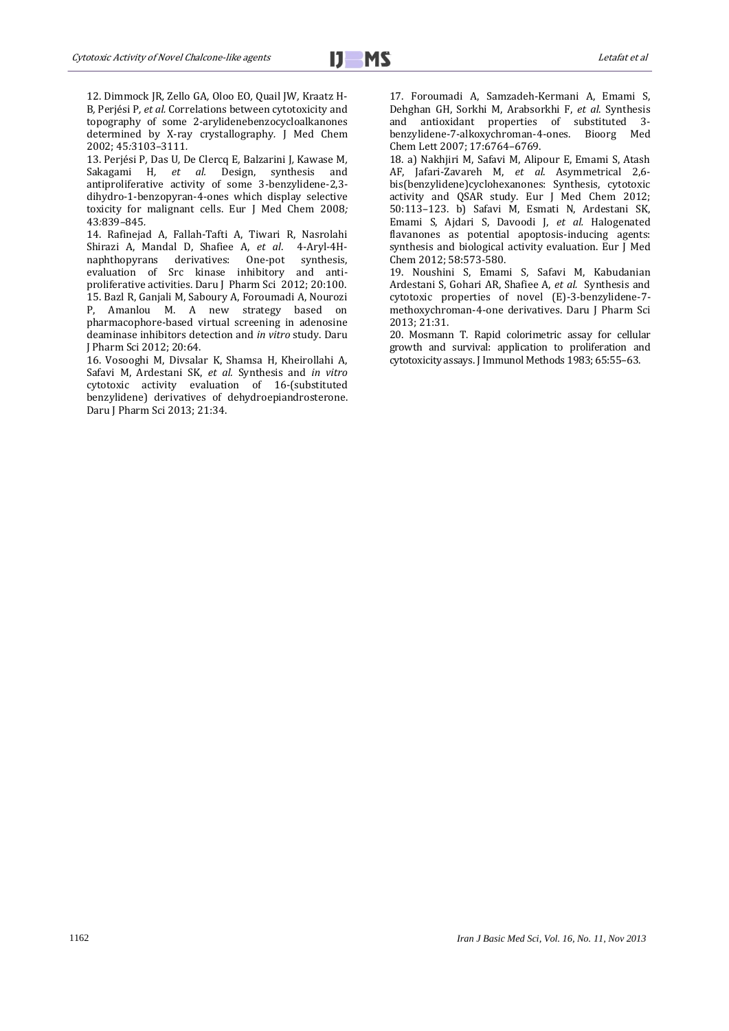12. Dimmock JR, Zello GA, Oloo EO, Quail JW, Kraatz H-B, Perjési P, *et al.* Correlations between cytotoxicity and topography of some 2-arylidenebenzocycloalkanones determined by X-ray crystallography. J Med Chem 2002; 45:3103–3111.

13. Perjési P, Das U, De Clercq E, Balzarini J, Kawase M, Sakagami H, *et al.* Design, synthesis and antiproliferative activity of some 3-benzylidene-2,3-dihydro-1-benzopyran-4-ones which display selective toxicity for malignant cells. Eur J Med Chem 2008; 43:839–845.

14. Rafinejad A, Fallah-Tafti A, Tiwari R, Nasrolahi Shirazi A, Mandal D, Shafiee A, *et al*. 4-Aryl-4H-naphthopyrans derivatives: One-pot synthesis, evaluation of Src kinase inhibitory and anti-proliferative activities. Daru J Pharm Sci 2012; 20:100.

15. Bazl R, Ganjali M, Saboury A, Foroumadi A, Nourozi P, Amanlou M. A new strategy based on pharmacophore-based virtual screening in adenosine deaminase inhibitors detection and *in vitro* study. Daru J Pharm Sci 2012; 20:64.

16. Vosooghi M, Divsalar K, Shamsa H, Kheirollahi A, Safavi M, Ardestani SK, *et al*. Synthesis and *in vitro* cytotoxic activity evaluation of 16-(substituted benzylidene) derivatives of dehydroepiandrosterone. Daru J Pharm Sci 2013; 21:34.

17. Foroumadi A, Samzadeh-Kermani A, Emami S, Dehghan GH, Sorkhi M, Arabsorkhi F, *et al*. Synthesis and antioxidant properties of substituted 3-benzylidene-7-alkoxychroman-4-ones. Bioorg Med Chem Lett 2007; 17:6764–6769.

18. a) Nakhjiri M, Safavi M, Alipour E, Emami S, Atash AF, Jafari-Zavareh M, *et al*. Asymmetrical 2,6-bis(benzylidene)cyclohexanones: Synthesis, cytotoxic activity and QSAR study. Eur J Med Chem 2012; 50:113–123. b) Safavi M, Esmati N, Ardestani SK, Emami S, Ajdari S, Davoodi J, *et al.* Halogenated flavanones as potential apoptosis-inducing agents: synthesis and biological activity evaluation. Eur J Med Chem 2012; 58:573-580.

19. Noushini S, Emami S, Safavi M, Kabudanian Ardestani S, Gohari AR, Shafiee A, *et al.* Synthesis and cytotoxic properties of novel (E)-3-benzylidene-7-methoxychroman-4-one derivatives. Daru J Pharm Sci 2013; 21:31.

20. Mosmann T. Rapid colorimetric assay for cellular growth and survival: application to proliferation and cytotoxicity assays. J Immunol Methods 1983; 65:55–63.